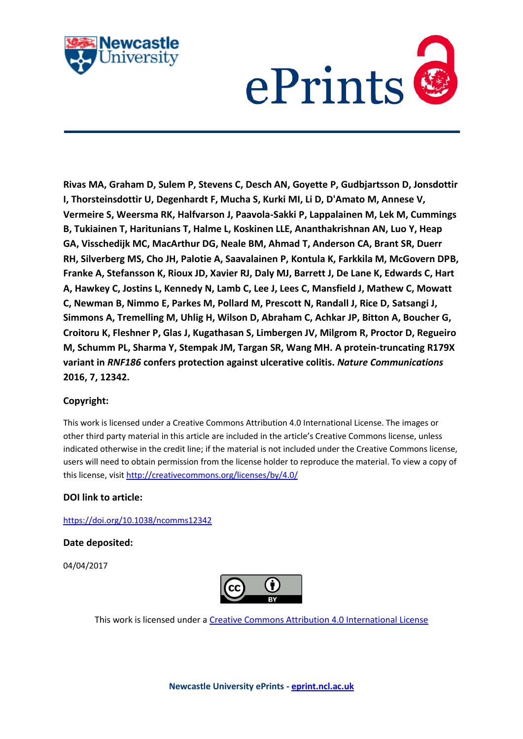**Rivas MA, Graham D, Sulem P, Stevens C, Desch AN, Goyette P, Gudbjartsson D, Jonsdottir I, Thorsteinsdottir U, Degenhardt F, Mucha S, Kurki MI, Li D, D'Amato M, Annese V, Vermeire S, Weersma RK, Halfvarson J, Paavola-Sakki P, Lappalainen M, Lek M, Cummings B, Tukiainen T, Haritunians T, Halme L, Koskinen LLE, Ananthakrishnan AN, Luo Y, Heap GA, Visschedijk MC, MacArthur DG, Neale BM, Ahmad T, Anderson CA, Brant SR, Duerr RH, Silverberg MS, Cho JH, Palotie A, Saavalainen P, Kontula K, Farkkila M, McGovern DPB, Franke A, Stefansson K, Rioux JD, Xavier RJ, Daly MJ, Barrett J, De Lane K, Edwards C, Hart A, Hawkey C, Jostins L, Kennedy N, Lamb C, Lee J, Lees C, Mansfield J, Mathew C, Mowatt C, Newman B, Nimmo E, Parkes M, Pollard M, Prescott N, Randall J, Rice D, Satsangi J, Simmons A, Tremelling M, Uhlig H, Wilson D, Abraham C, Achkar JP, Bitton A, Boucher G, Croitoru K, Fleshner P, Glas J, Kugathasan S, Limbergen JV, Milgrom R, Proctor D, Regueiro M, Schumm PL, Sharma Y, Stempak JM, Targan SR, Wang MH. A protein-truncating R179X variant in *RNF186* confers protection against ulcerative colitis. *Nature Communications* 2016, 7, 12342.**

**Copyright:**

This work is licensed under a Creative Commons Attribution 4.0 International License. The images or other third party material in this article are included in the article's Creative Commons license, unless indicated otherwise in the credit line; if the material is not included under the Creative Commons license, users will need to obtain permission from the license holder to reproduce the material. To view a copy of this license, visit http://creativecommons.org/licenses/by/4.0/

**DOI link to article:**

https://doi.org/10.1038/ncomms12342

**Date deposited:**

04/04/2017

This work is licensed under a Creative Commons Attribution 4.0 International License

**Newcastle University ePrints - eprint.ncl.ac.uk**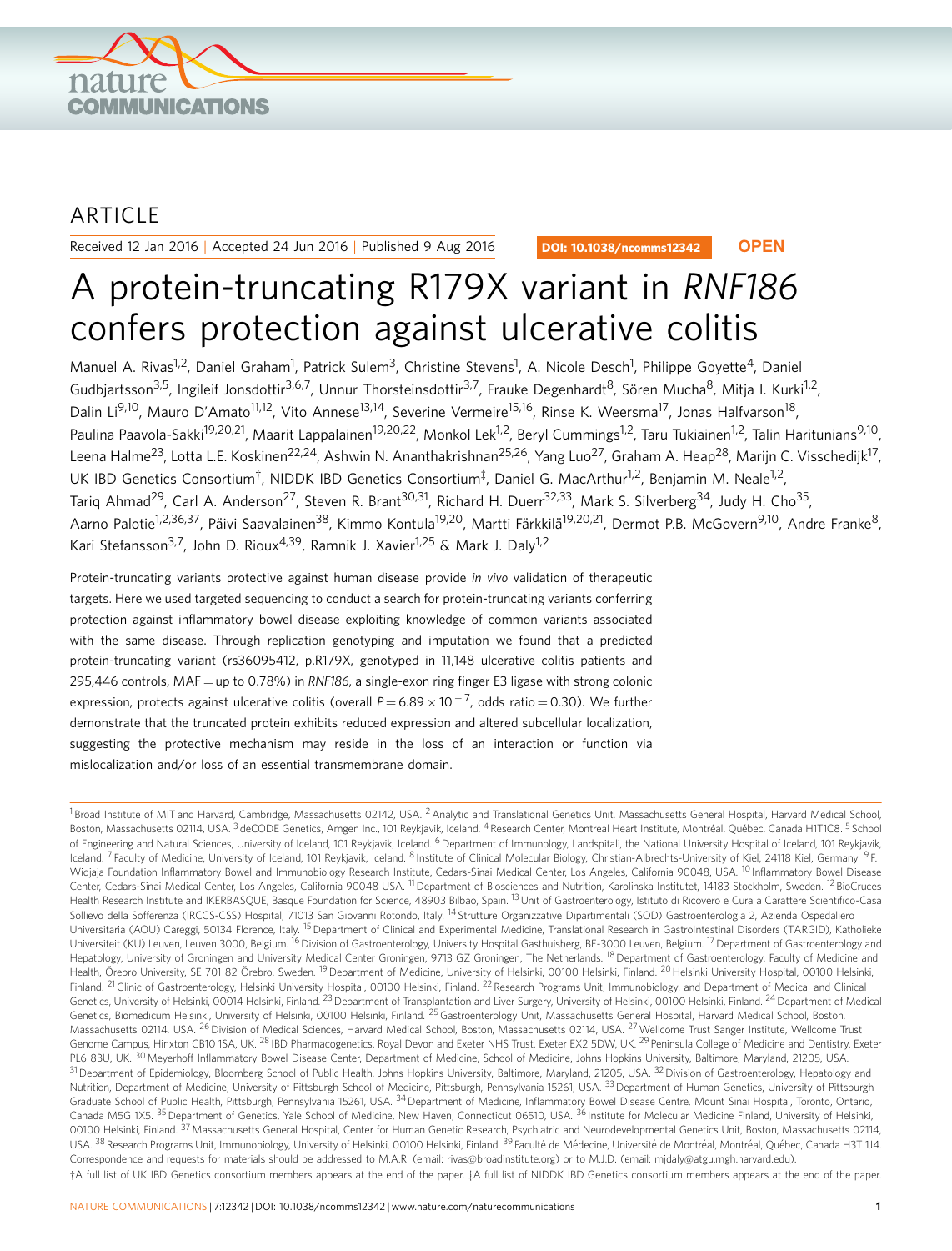ARTICLE

Received 12 Jan 2016 | Accepted 24 Jun 2016 | Published 9 Aug 2016

DOI: 10.1038/ncomms12342 **OPEN**

# A protein-truncating R179X variant in *RNF186* confers protection against ulcerative colitis

Manuel A. Rivas[1,2], Daniel Graham[1], Patrick Sulem[3], Christine Stevens[1], A. Nicole Desch[1], Philippe Goyette[4], Daniel Gudbjartsson[3,5], Ingileif Jonsdottir[3,6,7], Unnur Thorsteinsdottir[3,7], Frauke Degenhardt[8], Sören Mucha[8], Mitja I. Kurki[1,2], Dalin Li[9,10], Mauro D'Amato[11,12], Vito Annese[13,14], Severine Vermeire[15,16], Rinse K. Weersma[17], Jonas Halfvarson[18], Paulina Paavola-Sakki[19,20,21], Maarit Lappalainen[19,20,22], Monkol Lek[1,2], Beryl Cummings[1,2], Taru Tukiainen[1,2], Talin Haritunians[9,10], Leena Halme[23], Lotta L.E. Koskinen[22,24], Ashwin N. Ananthakrishnan[25,26], Yang Luo[27], Graham A. Heap[28], Marijn C. Visschedijk[17], UK IBD Genetics Consortium†, NIDDK IBD Genetics Consortium‡, Daniel G. MacArthur[1,2], Benjamin M. Neale[1,2], Tariq Ahmad[29], Carl A. Anderson[27], Steven R. Brant[30,31], Richard H. Duerr[32,33], Mark S. Silverberg[34], Judy H. Cho[35], Aarno Palotie[1,2,36,37], Päivi Saavalainen[38], Kimmo Kontula[19,20], Martti Färkkilä[19,20,21], Dermot P.B. McGovern[9,10], Andre Franke[8], Kari Stefansson[3,7], John D. Rioux[4,39], Ramnik J. Xavier[1,25] & Mark J. Daly[1,2]

Protein-truncating variants protective against human disease provide *in vivo* validation of therapeutic targets. Here we used targeted sequencing to conduct a search for protein-truncating variants conferring protection against inflammatory bowel disease exploiting knowledge of common variants associated with the same disease. Through replication genotyping and imputation we found that a predicted protein-truncating variant (rs36095412, p.R179X, genotyped in 11,148 ulcerative colitis patients and 295,446 controls, MAF = up to 0.78%) in *RNF186*, a single-exon ring finger E3 ligase with strong colonic expression, protects against ulcerative colitis (overall $P = 6.89 \times 10^{-7}$, odds ratio = 0.30). We further demonstrate that the truncated protein exhibits reduced expression and altered subcellular localization, suggesting the protective mechanism may reside in the loss of an interaction or function via mislocalization and/or loss of an essential transmembrane domain.

[1] Broad Institute of MIT and Harvard, Cambridge, Massachusetts 02142, USA. [2] Analytic and Translational Genetics Unit, Massachusetts General Hospital, Harvard Medical School, Boston, Massachusetts 02114, USA. [3] deCODE Genetics, Amgen Inc., 101 Reykjavik, Iceland. [4] Research Center, Montreal Heart Institute, Montréal, Québec, Canada H1T1C8. [5] School of Engineering and Natural Sciences, University of Iceland, 101 Reykjavik, Iceland. [6] Department of Immunology, Landspitali, the National University Hospital of Iceland, 101 Reykjavik, Iceland. [7] Faculty of Medicine, University of Iceland, 101 Reykjavik, Iceland. [8] Institute of Clinical Molecular Biology, Christian-Albrechts-University of Kiel, 24118 Kiel, Germany. [9] F. Widjaja Foundation Inflammatory Bowel and Immunobiology Research Institute, Cedars-Sinai Medical Center, Los Angeles, California 90048, USA. [10] Inflammatory Bowel Disease Center, Cedars-Sinai Medical Center, Los Angeles, California 90048 USA. [11] Department of Biosciences and Nutrition, Karolinska Institutet, 14183 Stockholm, Sweden. [12] BioCruces Health Research Institute and IKERBASQUE, Basque Foundation for Science, 48903 Bilbao, Spain. [13] Unit of Gastroenterology, Istituto di Ricovero e Cura a Carattere Scientifico-Casa Sollievo della Sofferenza (IRCCS-CSS) Hospital, 71013 San Giovanni Rotondo, Italy. [14] Strutture Organizzative Dipartimentali (SOD) Gastroenterologia 2, Azienda Ospedaliero Universitaria (AOU) Careggi, 50134 Florence, Italy. [15] Department of Clinical and Experimental Medicine, Translational Research in GastroIntestinal Disorders (TARGID), Katholieke Universiteit (KU) Leuven, Leuven 3000, Belgium. [16] Division of Gastroenterology, University Hospital Gasthuisberg, BE-3000 Leuven, Belgium. [17] Department of Gastroenterology and Hepatology, University of Groningen and University Medical Center Groningen, 9713 GZ Groningen, The Netherlands. [18] Department of Gastroenterology, Faculty of Medicine and Health, Örebro University, SE 701 82 Örebro, Sweden. [19] Department of Medicine, University of Helsinki, 00100 Helsinki, Finland. [20] Helsinki University Hospital, 00100 Helsinki, Finland. [21] Clinic of Gastroenterology, Helsinki University Hospital, 00100 Helsinki, Finland. [22] Research Programs Unit, Immunobiology, and Department of Medical and Clinical Genetics, University of Helsinki, 00014 Helsinki, Finland. [23] Department of Transplantation and Liver Surgery, University of Helsinki, 00100 Helsinki, Finland. [24] Department of Medical Genetics, Biomedicum Helsinki, University of Helsinki, 00100 Helsinki, Finland. [25] Gastroenterology Unit, Massachusetts General Hospital, Harvard Medical School, Boston, Massachusetts 02114, USA. [26] Division of Medical Sciences, Harvard Medical School, Boston, Massachusetts 02114, USA. [27] Wellcome Trust Sanger Institute, Wellcome Trust Genome Campus, Hinxton CB10 1SA, UK. [28] IBD Pharmacogenetics, Royal Devon and Exeter NHS Trust, Exeter EX2 5DW, UK. [29] Peninsula College of Medicine and Dentistry, Exeter PL6 8BU, UK. [30] Meyerhoff Inflammatory Bowel Disease Center, Department of Medicine, School of Medicine, Johns Hopkins University, Baltimore, Maryland, 21205, USA. [31] Department of Epidemiology, Bloomberg School of Public Health, Johns Hopkins University, Baltimore, Maryland, 21205, USA. [32] Division of Gastroenterology, Hepatology and Nutrition, Department of Medicine, University of Pittsburgh School of Medicine, Pittsburgh, Pennsylvania 15261, USA. [33] Department of Human Genetics, University of Pittsburgh Graduate School of Public Health, Pittsburgh, Pennsylvania 15261, USA. [34] Department of Medicine, Inflammatory Bowel Disease Centre, Mount Sinai Hospital, Toronto, Ontario, Canada M5G 1X5. [35] Department of Genetics, Yale School of Medicine, New Haven, Connecticut 06510, USA. [36] Institute for Molecular Medicine Finland, University of Helsinki, 00100 Helsinki, Finland. [37] Massachusetts General Hospital, Center for Human Genetic Research, Psychiatric and Neurodevelopmental Genetics Unit, Boston, Massachusetts 02114, USA. [38] Research Programs Unit, Immunobiology, University of Helsinki, 00100 Helsinki, Finland. [39] Faculté de Médecine, Université de Montréal, Montréal, Québec, Canada H3T 1J4. Correspondence and requests for materials should be addressed to M.A.R. (email: rivas@broadinstitute.org) or to M.J.D. (email: mjdaly@atgu.mgh.harvard.edu).
†A full list of UK IBD Genetics consortium members appears at the end of the paper. ‡A full list of NIDDK IBD Genetics consortium members appears at the end of the paper.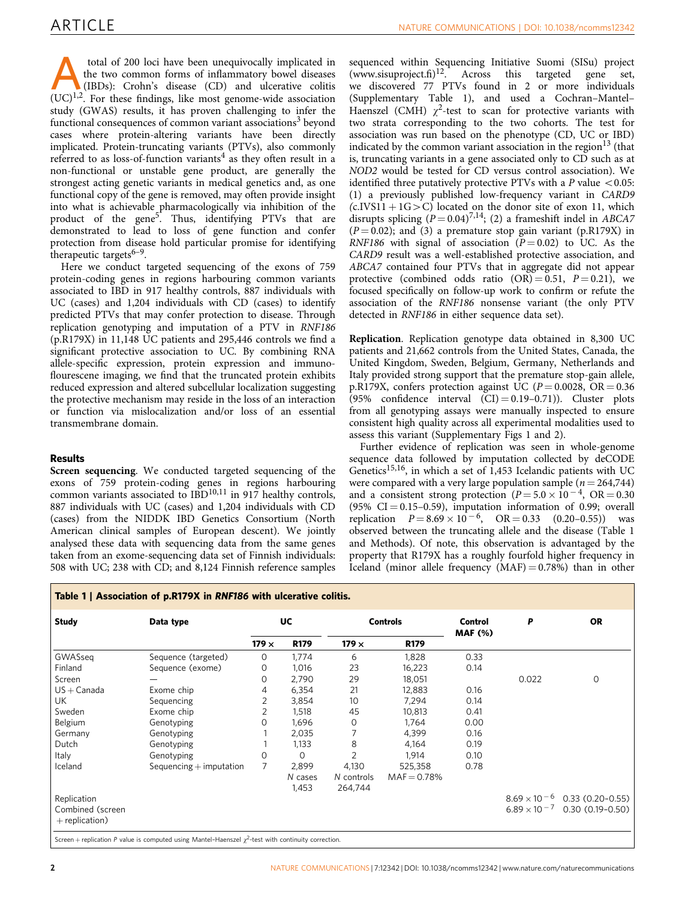A total of 200 loci have been unequivocally implicated in the two common forms of inflammatory bowel diseases (IBDs): Crohn's disease (CD) and ulcerative colitis (UC)[1,2]. For these findings, like most genome-wide association study (GWAS) results, it has proven challenging to infer the functional consequences of common variant associations[3] beyond cases where protein-altering variants have been directly implicated. Protein-truncating variants (PTVs), also commonly referred to as loss-of-function variants[4] as they often result in a non-functional or unstable gene product, are generally the strongest acting genetic variants in medical genetics and, as one functional copy of the gene is removed, may often provide insight into what is achievable pharmacologically via inhibition of the product of the gene[5]. Thus, identifying PTVs that are demonstrated to lead to loss of gene function and confer protection from disease hold particular promise for identifying therapeutic targets[6–9].

Here we conduct targeted sequencing of the exons of 759 protein-coding genes in regions harbouring common variants associated to IBD in 917 healthy controls, 887 individuals with UC (cases) and 1,204 individuals with CD (cases) to identify predicted PTVs that may confer protection to disease. Through replication genotyping and imputation of a PTV in *RNF186* (p.R179X) in 11,148 UC patients and 295,446 controls we find a significant protective association to UC. By combining RNA allele-specific expression, protein expression and immunofluorescence imaging, we find that the truncated protein exhibits reduced expression and altered subcellular localization suggesting the protective mechanism may reside in the loss of an interaction or function via mislocalization and/or loss of an essential transmembrane domain.

## Results

**Screen sequencing**. We conducted targeted sequencing of the exons of 759 protein-coding genes in regions harbouring common variants associated to IBD[10,11] in 917 healthy controls, 887 individuals with UC (cases) and 1,204 individuals with CD (cases) from the NIDDK IBD Genetics Consortium (North American clinical samples of European descent). We jointly analysed these data with sequencing data from the same genes taken from an exome-sequencing data set of Finnish individuals: 508 with UC; 238 with CD; and 8,124 Finnish reference samples sequenced within Sequencing Initiative Suomi (SISu) project (www.sisuproject.fi)[12]. Across this targeted gene set, we discovered 77 PTVs found in 2 or more individuals (Supplementary Table 1), and used a Cochran–Mantel–Haenszel (CMH) $\chi^2$-test to scan for protective variants with two strata corresponding to the two cohorts. The test for association was run based on the phenotype (CD, UC or IBD) indicated by the common variant association in the region[13] (that is, truncating variants in a gene associated only to CD such as at *NOD2* would be tested for CD versus control association). We identified three putatively protective PTVs with a *P* value $<0.05$: (1) a previously published low-frequency variant in *CARD9* (c.IVS11 + 1G > C) located on the donor site of exon 11, which disrupts splicing ($P = 0.04$)[7,14]; (2) a frameshift indel in *ABCA7* ($P = 0.02$); and (3) a premature stop gain variant (p.R179X) in *RNF186* with signal of association ($P = 0.02$) to UC. As the *CARD9* result was a well-established protective association, and *ABCA7* contained four PTVs that in aggregate did not appear protective (combined odds ratio (OR) = 0.51, $P = 0.21$), we focused specifically on follow-up work to confirm or refute the association of the *RNF186* nonsense variant (the only PTV detected in *RNF186* in either sequence data set).

**Replication**. Replication genotype data obtained in 8,300 UC patients and 21,662 controls from the United States, Canada, the United Kingdom, Sweden, Belgium, Germany, Netherlands and Italy provided strong support that the premature stop-gain allele, p.R179X, confers protection against UC ($P = 0.0028$, OR = 0.36 (95% confidence interval (CI) = 0.19–0.71)). Cluster plots from all genotyping assays were manually inspected to ensure consistent high quality across all experimental modalities used to assess this variant (Supplementary Figs 1 and 2).

Further evidence of replication was seen in whole-genome sequence data followed by imputation collected by deCODE Genetics[15,16], in which a set of 1,453 Icelandic patients with UC were compared with a very large population sample ($n = 264,744$) and a consistent strong protection ($P = 5.0 \times 10^{-4}$, OR = 0.30 (95% CI = 0.15–0.59), imputation information of 0.99; overall replication $P = 8.69 \times 10^{-6}$, OR = 0.33 (0.20–0.55)) was observed between the truncating allele and the disease (Table 1 and Methods). Of note, this observation is advantaged by the property that R179X has a roughly fourfold higher frequency in Iceland (minor allele frequency (MAF) = 0.78%) than in other

**Table 1 | Association of p.R179X in *RNF186* with ulcerative colitis.**

| Study | Data type | UC | | Controls | | Control MAF (%) | *P* | OR |
|---|---|---|---|---|---|---|---|---|
| | | 179× | R179 | 179× | R179 | | | |
| GWASseq | Sequence (targeted) | 0 | 1,774 | 6 | 1,828 | 0.33 | | |
| Finland | Sequence (exome) | 0 | 1,016 | 23 | 16,223 | 0.14 | | |
| Screen | — | 0 | 2,790 | 29 | 18,051 | | 0.022 | 0 |
| US + Canada | Exome chip | 4 | 6,354 | 21 | 12,883 | 0.16 | | |
| UK | Sequencing | 2 | 3,854 | 10 | 7,294 | 0.14 | | |
| Sweden | Exome chip | 2 | 1,518 | 45 | 10,813 | 0.41 | | |
| Belgium | Genotyping | 0 | 1,696 | 0 | 1,764 | 0.00 | | |
| Germany | Genotyping | 1 | 2,035 | 7 | 4,399 | 0.16 | | |
| Dutch | Genotyping | 1 | 1,133 | 8 | 4,164 | 0.19 | | |
| Italy | Genotyping | 0 | 0 | 2 | 1,914 | 0.10 | | |
| Iceland | Sequencing + imputation | 7 | 2,899 | 4,130 | 525,358 | 0.78 | | |
| | | | *N* cases 1,453 | *N* controls 264,744 | MAF = 0.78% | | | |
| Replication | | | | | | | $8.69 \times 10^{-6}$ | 0.33 (0.20–0.55) |
| Combined (screen + replication) | | | | | | | $6.89 \times 10^{-7}$ | 0.30 (0.19–0.50) |

Screen + replication *P* value is computed using Mantel–Haenszel $\chi^2$-test with continuity correction.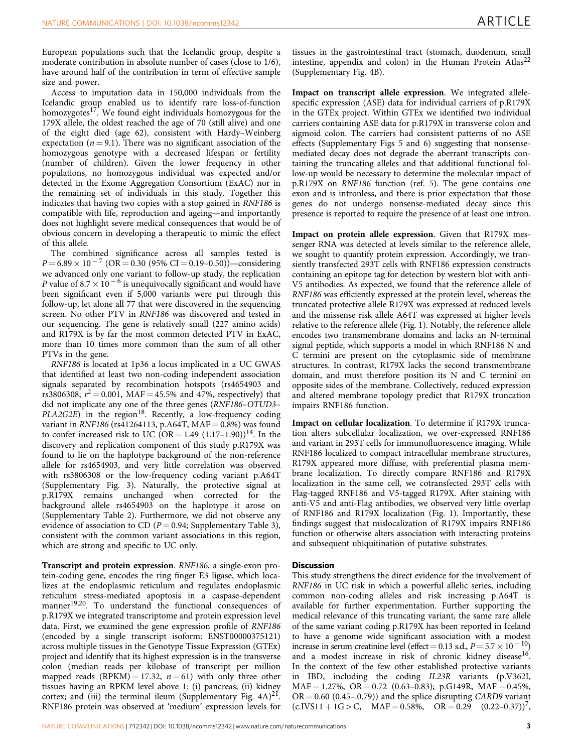European populations such that the Icelandic group, despite a moderate contribution in absolute number of cases (close to 1/6), have around half of the contribution in term of effective sample size and power.

Access to imputation data in 150,000 individuals from the Icelandic group enabled us to identify rare loss-of-function homozygotes[17]. We found eight individuals homozygous for the 179X allele, the oldest reached the age of 70 (still alive) and one of the eight died (age 62), consistent with Hardy–Weinberg expectation ($n = 9.1$). There was no significant association of the homozygous genotype with a decreased lifespan or fertility (number of children). Given the lower frequency in other populations, no homozygous individual was expected and/or detected in the Exome Aggregation Consortium (ExAC) nor in the remaining set of individuals in this study. Together this indicates that having two copies with a stop gained in *RNF186* is compatible with life, reproduction and ageing—and importantly does not highlight severe medical consequences that would be of obvious concern in developing a therapeutic to mimic the effect of this allele.

The combined significance across all samples tested is $P = 6.89 \times 10^{-7}$ (OR = 0.30 (95% CI = 0.19–0.50))—considering we advanced only one variant to follow-up study, the replication $P$ value of $8.7 \times 10^{-6}$ is unequivocally significant and would have been significant even if 5,000 variants were put through this follow-up, let alone all 77 that were discovered in the sequencing screen. No other PTV in *RNF186* was discovered and tested in our sequencing. The gene is relatively small (227 amino acids) and R179X is by far the most common detected PTV in ExAC, more than 10 times more common than the sum of all other PTVs in the gene.

*RNF186* is located at 1p36 a locus implicated in a UC GWAS that identified at least two non-coding independent association signals separated by recombination hotspots (rs4654903 and rs3806308; $r^2 = 0.001$, MAF = 45.5% and 47%, respectively) that did not implicate any one of the three genes (*RNF186–OTUD3–PLA2G2E*) in the region[18]. Recently, a low-frequency coding variant in *RNF186* (rs41264113, p.A64T, MAF = 0.8%) was found to confer increased risk to UC (OR = 1.49 (1.17–1.90))[14]. In the discovery and replication component of this study p.R179X was found to lie on the haplotype background of the non-reference allele for rs4654903, and very little correlation was observed with rs3806308 or the low-frequency coding variant p.A64T (Supplementary Fig. 3). Naturally, the protective signal at p.R179X remains unchanged when corrected for the background allele rs4654903 on the haplotype it arose on (Supplementary Table 2). Furthermore, we did not observe any evidence of association to CD ($P = 0.94$; Supplementary Table 3), consistent with the common variant associations in this region, which are strong and specific to UC only.

**Transcript and protein expression.** *RNF186*, a single-exon protein-coding gene, encodes the ring finger E3 ligase, which localizes at the endoplasmic reticulum and regulates endoplasmic reticulum stress-mediated apoptosis in a caspase-dependent manner[19,20]. To understand the functional consequences of p.R179X we integrated transcriptome and protein expression level data. First, we examined the gene expression profile of *RNF186* (encoded by a single transcript isoform: ENST00000375121) across multiple tissues in the Genotype Tissue Expression (GTEx) project and identify that its highest expression is in the transverse colon (median reads per kilobase of transcript per million mapped reads (RPKM) = 17.32, $n = 61$) with only three other tissues having an RPKM level above 1: (i) pancreas; (ii) kidney cortex; and (iii) the terminal ileum (Supplementary Fig. 4A)[21]. RNF186 protein was observed at 'medium' expression levels for tissues in the gastrointestinal tract (stomach, duodenum, small intestine, appendix and colon) in the Human Protein Atlas[22] (Supplementary Fig. 4B).

**Impact on transcript allele expression.** We integrated allele-specific expression (ASE) data for individual carriers of p.R179X in the GTEx project. Within GTEx we identified two individual carriers containing ASE data for p.R179X in transverse colon and sigmoid colon. The carriers had consistent patterns of no ASE effects (Supplementary Figs 5 and 6) suggesting that nonsense-mediated decay does not degrade the aberrant transcripts containing the truncating alleles and that additional functional follow-up would be necessary to determine the molecular impact of p.R179X on *RNF186* function (ref. 5). The gene contains one exon and is intronless, and there is prior expectation that those genes do not undergo nonsense-mediated decay since this presence is reported to require the presence of at least one intron.

**Impact on protein allele expression.** Given that R179X messenger RNA was detected at levels similar to the reference allele, we sought to quantify protein expression. Accordingly, we transiently transfected 293T cells with RNF186 expression constructs containing an epitope tag for detection by western blot with anti-V5 antibodies. As expected, we found that the reference allele of *RNF186* was efficiently expressed at the protein level, whereas the truncated protective allele R179X was expressed at reduced levels and the missense risk allele A64T was expressed at higher levels relative to the reference allele (Fig. 1). Notably, the reference allele encodes two transmembrane domains and lacks an N-terminal signal peptide, which supports a model in which RNF186 N and C termini are present on the cytoplasmic side of membrane structures. In contrast, R179X lacks the second transmembrane domain, and must therefore position its N and C termini on opposite sides of the membrane. Collectively, reduced expression and altered membrane topology predict that R179X truncation impairs RNF186 function.

**Impact on cellular localization.** To determine if R179X truncation alters subcellular localization, we over-expressed RNF186 and variant in 293T cells for immunofluorescence imaging. While RNF186 localized to compact intracellular membrane structures, R179X appeared more diffuse, with preferential plasma membrane localization. To directly compare RNF186 and R179X localization in the same cell, we cotransfected 293T cells with Flag-tagged RNF186 and V5-tagged R179X. After staining with anti-V5 and anti-Flag antibodies, we observed very little overlap of RNF186 and R179X localization (Fig. 1). Importantly, these findings suggest that mislocalization of R179X impairs RNF186 function or otherwise alters association with interacting proteins and subsequent ubiquitination of putative substrates.

## Discussion

This study strengthens the direct evidence for the involvement of *RNF186* in UC risk in which a powerful allelic series, including common non-coding alleles and risk increasing p.A64T is available for further experimentation. Further supporting the medical relevance of this truncating variant, the same rare allele of the same variant coding p.R179X has been reported in Iceland to have a genome wide significant association with a modest increase in serum creatinine level (effect = 0.13 s.d., $P = 5.7 \times 10^{-10}$) and a modest increase in risk of chronic kidney disease[16]. In the context of the few other established protective variants in IBD, including the coding *IL23R* variants (p.V362I, MAF = 1.27%, OR = 0.72 (0.63–0.83); p.G149R, MAF = 0.45%, OR = 0.60 (0.45–.0.79)) and the splice disrupting *CARD9* variant (c.IVS11 + 1G > C, MAF = 0.58%, OR = 0.29 (0.22–0.37))[7],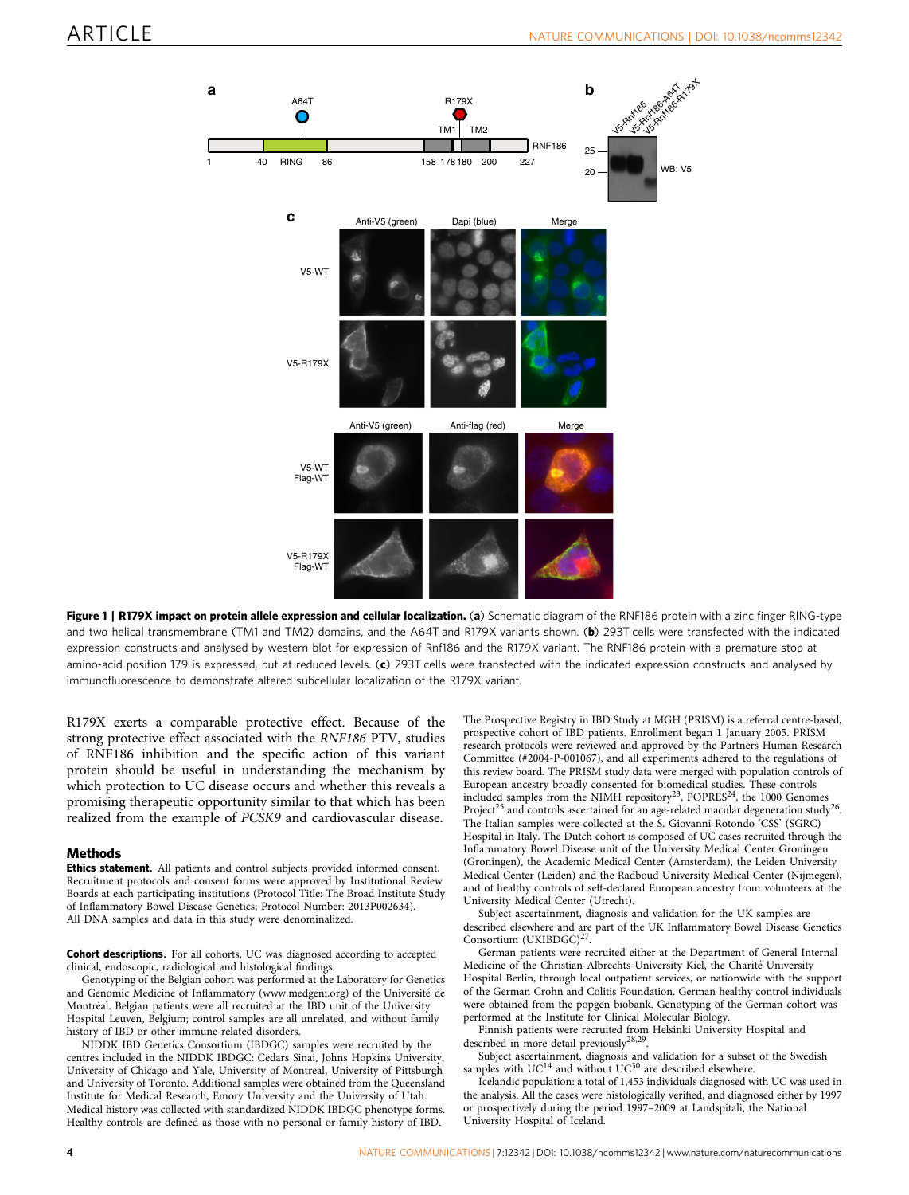**Figure 1 | R179X impact on protein allele expression and cellular localization.** (**a**) Schematic diagram of the RNF186 protein with a zinc finger RING-type and two helical transmembrane (TM1 and TM2) domains, and the A64T and R179X variants shown. (**b**) 293T cells were transfected with the indicated expression constructs and analysed by western blot for expression of Rnf186 and the R179X variant. The RNF186 protein with a premature stop at amino-acid position 179 is expressed, but at reduced levels. (**c**) 293T cells were transfected with the indicated expression constructs and analysed by immunofluorescence to demonstrate altered subcellular localization of the R179X variant.

R179X exerts a comparable protective effect. Because of the strong protective effect associated with the *RNF186* PTV, studies of RNF186 inhibition and the specific action of this variant protein should be useful in understanding the mechanism by which protection to UC disease occurs and whether this reveals a promising therapeutic opportunity similar to that which has been realized from the example of *PCSK9* and cardiovascular disease.

## Methods

**Ethics statement.** All patients and control subjects provided informed consent. Recruitment protocols and consent forms were approved by Institutional Review Boards at each participating institutions (Protocol Title: The Broad Institute Study of Inflammatory Bowel Disease Genetics; Protocol Number: 2013P002634). All DNA samples and data in this study were denominalized.

**Cohort descriptions.** For all cohorts, UC was diagnosed according to accepted clinical, endoscopic, radiological and histological findings.

Genotyping of the Belgian cohort was performed at the Laboratory for Genetics and Genomic Medicine of Inflammatory (www.medgeni.org) of the Université de Montréal. Belgian patients were all recruited at the IBD unit of the University Hospital Leuven, Belgium; control samples are all unrelated, and without family history of IBD or other immune-related disorders.

NIDDK IBD Genetics Consortium (IBDGC) samples were recruited by the centres included in the NIDDK IBDGC: Cedars Sinai, Johns Hopkins University, University of Chicago and Yale, University of Montreal, University of Pittsburgh and University of Toronto. Additional samples were obtained from the Queensland Institute for Medical Research, Emory University and the University of Utah. Medical history was collected with standardized NIDDK IBDGC phenotype forms. Healthy controls are defined as those with no personal or family history of IBD.

The Prospective Registry in IBD Study at MGH (PRISM) is a referral centre-based, prospective cohort of IBD patients. Enrollment began 1 January 2005. PRISM research protocols were reviewed and approved by the Partners Human Research Committee (#2004-P-001067), and all experiments adhered to the regulations of this review board. The PRISM study data were merged with population controls of European ancestry broadly consented for biomedical studies. These controls included samples from the NIMH repository[23], POPRES[24], the 1000 Genomes Project[25] and controls ascertained for an age-related macular degeneration study[26]. The Italian samples were collected at the S. Giovanni Rotondo 'CSS' (SGRC) Hospital in Italy. The Dutch cohort is composed of UC cases recruited through the Inflammatory Bowel Disease unit of the University Medical Center Groningen (Groningen), the Academic Medical Center (Amsterdam), the Leiden University Medical Center (Leiden) and the Radboud University Medical Center (Nijmegen), and of healthy controls of self-declared European ancestry from volunteers at the University Medical Center (Utrecht).

Subject ascertainment, diagnosis and validation for the UK samples are described elsewhere and are part of the UK Inflammatory Bowel Disease Genetics Consortium (UKIBDGC)[27].

German patients were recruited either at the Department of General Internal Medicine of the Christian-Albrechts-University Kiel, the Charité University Hospital Berlin, through local outpatient services, or nationwide with the support of the German Crohn and Colitis Foundation. German healthy control individuals were obtained from the popgen biobank. Genotyping of the German cohort was performed at the Institute for Clinical Molecular Biology.

Finnish patients were recruited from Helsinki University Hospital and described in more detail previously[28,29].

Subject ascertainment, diagnosis and validation for a subset of the Swedish samples with UC[14] and without UC[30] are described elsewhere.

Icelandic population: a total of 1,453 individuals diagnosed with UC was used in the analysis. All the cases were histologically verified, and diagnosed either by 1997 or prospectively during the period 1997–2009 at Landspitali, the National University Hospital of Iceland.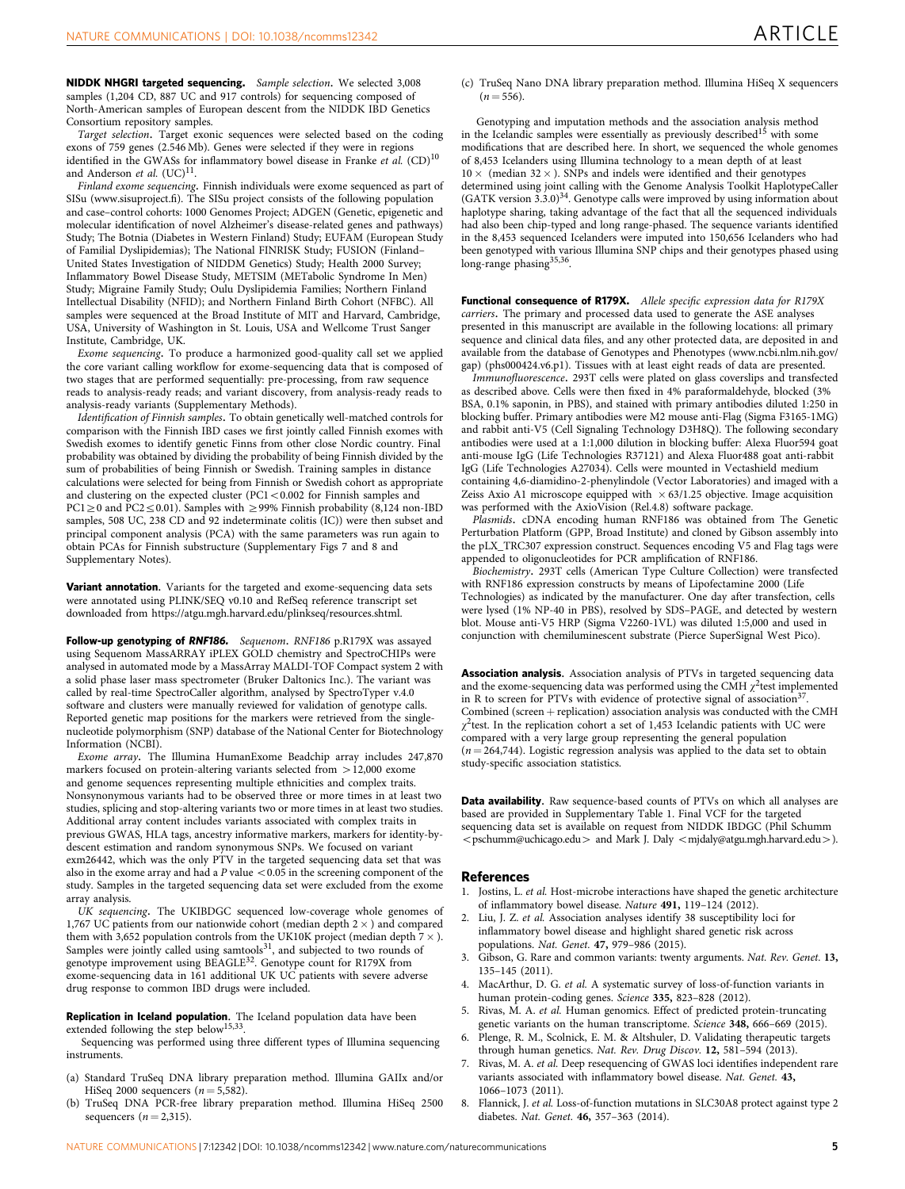**NIDDK NHGRI targeted sequencing.** *Sample selection*. We selected 3,008 samples (1,204 CD, 887 UC and 917 controls) for sequencing composed of North-American samples of European descent from the NIDDK IBD Genetics Consortium repository samples.

*Target selection*. Target exonic sequences were selected based on the coding exons of 759 genes (2.546 Mb). Genes were selected if they were in regions identified in the GWASs for inflammatory bowel disease in Franke *et al.* (CD)[10] and Anderson *et al.* (UC)[11].

*Finland exome sequencing*. Finnish individuals were exome sequenced as part of SISu (www.sisuproject.fi). The SISu project consists of the following population and case–control cohorts: 1000 Genomes Project; ADGEN (Genetic, epigenetic and molecular identification of novel Alzheimer's disease-related genes and pathways) Study; The Botnia (Diabetes in Western Finland) Study; EUFAM (European Study of Familial Dyslipidemias); The National FINRISK Study; FUSION (Finland–United States Investigation of NIDDM Genetics) Study; Health 2000 Survey; Inflammatory Bowel Disease Study, METSIM (METabolic Syndrome In Men) Study; Migraine Family Study; Oulu Dyslipidemia Families; Northern Finland Intellectual Disability (NFID); and Northern Finland Birth Cohort (NFBC). All samples were sequenced at the Broad Institute of MIT and Harvard, Cambridge, USA, University of Washington in St. Louis, USA and Wellcome Trust Sanger Institute, Cambridge, UK.

*Exome sequencing*. To produce a harmonized good-quality call set we applied the core variant calling workflow for exome-sequencing data that is composed of two stages that are performed sequentially: pre-processing, from raw sequence reads to analysis-ready reads; and variant discovery, from analysis-ready reads to analysis-ready variants (Supplementary Methods).

*Identification of Finnish samples*. To obtain genetically well-matched controls for comparison with the Finnish IBD cases we first jointly called Finnish exomes with Swedish exomes to identify genetic Finns from other close Nordic country. Final probability was obtained by dividing the probability of being Finnish divided by the sum of probabilities of being Finnish or Swedish. Training samples in distance calculations were selected for being from Finnish or Swedish cohort as appropriate and clustering on the expected cluster (PC1 $<0.002$ for Finnish samples and PC1 $\geq 0$ and PC2 $\leq 0.01$). Samples with $\geq$99% Finnish probability (8,124 non-IBD samples, 508 UC, 238 CD and 92 indeterminate colitis (IC)) were then subset and principal component analysis (PCA) with the same parameters was run again to obtain PCAs for Finnish substructure (Supplementary Figs 7 and 8 and Supplementary Notes).

**Variant annotation.** Variants for the targeted and exome-sequencing data sets were annotated using PLINK/SEQ v0.10 and RefSeq reference transcript set downloaded from https://atgu.mgh.harvard.edu/plinkseq/resources.shtml.

**Follow-up genotyping of *RNF186*.** *Sequenom*. *RNF186* p.R179X was assayed using Sequenom MassARRAY iPLEX GOLD chemistry and SpectroCHIPs were analysed in automated mode by a MassArray MALDI-TOF Compact system 2 with a solid phase laser mass spectrometer (Bruker Daltonics Inc.). The variant was called by real-time SpectroCaller algorithm, analysed by SpectroTyper v.4.0 software and clusters were manually reviewed for validation of genotype calls. Reported genetic map positions for the markers were retrieved from the single-nucleotide polymorphism (SNP) database of the National Center for Biotechnology Information (NCBI).

*Exome array*. The Illumina HumanExome Beadchip array includes 247,870 markers focused on protein-altering variants selected from >12,000 exome and genome sequences representing multiple ethnicities and complex traits. Nonsynonymous variants had to be observed three or more times in at least two studies, splicing and stop-altering variants two or more times in at least two studies. Additional array content includes variants associated with complex traits in previous GWAS, HLA tags, ancestry informative markers, markers for identity-by-descent estimation and random synonymous SNPs. We focused on variant exm26442, which was the only PTV in the targeted sequencing data set that was also in the exome array and had a $P$ value $<0.05$ in the screening component of the study. Samples in the targeted sequencing data set were excluded from the exome array analysis.

*UK sequencing*. The UKIBDGC sequenced low-coverage whole genomes of 1,767 UC patients from our nationwide cohort (median depth $2\times$) and compared them with 3,652 population controls from the UK10K project (median depth $7\times$). Samples were jointly called using samtools[31], and subjected to two rounds of genotype improvement using BEAGLE[32]. Genotype count for R179X from exome-sequencing data in 161 additional UK UC patients with severe adverse drug response to common IBD drugs were included.

**Replication in Iceland population.** The Iceland population data have been extended following the step below[15,33].

Sequencing was performed using three different types of Illumina sequencing instruments.

(a) Standard TruSeq DNA library preparation method. Illumina GAIIx and/or HiSeq 2000 sequencers ($n=5{,}582$).
(b) TruSeq DNA PCR-free library preparation method. Illumina HiSeq 2500 sequencers ($n=2{,}315$).
(c) TruSeq Nano DNA library preparation method. Illumina HiSeq X sequencers ($n=556$).

Genotyping and imputation methods and the association analysis method in the Icelandic samples were essentially as previously described[15] with some modifications that are described here. In short, we sequenced the whole genomes of 8,453 Icelanders using Illumina technology to a mean depth of at least $10\times$ (median $32\times$). SNPs and indels were identified and their genotypes determined using joint calling with the Genome Analysis Toolkit HaplotypeCaller (GATK version 3.3.0)[34]. Genotype calls were improved by using information about haplotype sharing, taking advantage of the fact that all the sequenced individuals had also been chip-typed and long range-phased. The sequence variants identified in the 8,453 sequenced Icelanders were imputed into 150,656 Icelanders who had been genotyped with various Illumina SNP chips and their genotypes phased using long-range phasing[35,36].

**Functional consequence of R179X.** *Allele specific expression data for R179X carriers*. The primary and processed data used to generate the ASE analyses presented in this manuscript are available in the following locations: all primary sequence and clinical data files, and any other protected data, are deposited in and available from the database of Genotypes and Phenotypes (www.ncbi.nlm.nih.gov/gap) (phs000424.v6.p1). Tissues with at least eight reads of data are presented.

*Immunofluorescence*. 293T cells were plated on glass coverslips and transfected as described above. Cells were then fixed in 4% paraformaldehyde, blocked (3% BSA, 0.1% saponin, in PBS), and stained with primary antibodies diluted 1:250 in blocking buffer. Primary antibodies were M2 mouse anti-Flag (Sigma F3165-1MG) and rabbit anti-V5 (Cell Signaling Technology D3H8Q). The following secondary antibodies were used at a 1:1,000 dilution in blocking buffer: Alexa Fluor594 goat anti-mouse IgG (Life Technologies R37121) and Alexa Fluor488 goat anti-rabbit IgG (Life Technologies A27034). Cells were mounted in Vectashield medium containing 4,6-diamidino-2-phenylindole (Vector Laboratories) and imaged with a Zeiss Axio A1 microscope equipped with $\times 63/1.25$ objective. Image acquisition was performed with the AxioVision (Rel.4.8) software package.

*Plasmids*. cDNA encoding human RNF186 was obtained from The Genetic Perturbation Platform (GPP, Broad Institute) and cloned by Gibson assembly into the pLX_TRC307 expression construct. Sequences encoding V5 and Flag tags were appended to oligonucleotides for PCR amplification of RNF186.

*Biochemistry*. 293T cells (American Type Culture Collection) were transfected with RNF186 expression constructs by means of Lipofectamine 2000 (Life Technologies) as indicated by the manufacturer. One day after transfection, cells were lysed (1% NP-40 in PBS), resolved by SDS–PAGE, and detected by western blot. Mouse anti-V5 HRP (Sigma V2260-1VL) was diluted 1:5,000 and used in conjunction with chemiluminescent substrate (Pierce SuperSignal West Pico).

**Association analysis.** Association analysis of PTVs in targeted sequencing data and the exome-sequencing data was performed using the CMH $\chi^2$test implemented in R to screen for PTVs with evidence of protective signal of association[37]. Combined (screen + replication) association analysis was conducted with the CMH $\chi^2$test. In the replication cohort a set of 1,453 Icelandic patients with UC were compared with a very large group representing the general population ($n=264{,}744$). Logistic regression analysis was applied to the data set to obtain study-specific association statistics.

**Data availability.** Raw sequence-based counts of PTVs on which all analyses are based are provided in Supplementary Table 1. Final VCF for the targeted sequencing data set is available on request from NIDDK IBDGC (Phil Schumm <pschumm@uchicago.edu> and Mark J. Daly <mjdaly@atgu.mgh.harvard.edu>).

## References

1. Jostins, L. *et al.* Host-microbe interactions have shaped the genetic architecture of inflammatory bowel disease. *Nature* **491,** 119–124 (2012).
2. Liu, J. Z. *et al.* Association analyses identify 38 susceptibility loci for inflammatory bowel disease and highlight shared genetic risk across populations. *Nat. Genet.* **47,** 979–986 (2015).
3. Gibson, G. Rare and common variants: twenty arguments. *Nat. Rev. Genet.* **13,** 135–145 (2011).
4. MacArthur, D. G. *et al.* A systematic survey of loss-of-function variants in human protein-coding genes. *Science* **335,** 823–828 (2012).
5. Rivas, M. A. *et al.* Human genomics. Effect of predicted protein-truncating genetic variants on the human transcriptome. *Science* **348,** 666–669 (2015).
6. Plenge, R. M., Scolnick, E. M. & Altshuler, D. Validating therapeutic targets through human genetics. *Nat. Rev. Drug Discov.* **12,** 581–594 (2013).
7. Rivas, M. A. *et al.* Deep resequencing of GWAS loci identifies independent rare variants associated with inflammatory bowel disease. *Nat. Genet.* **43,** 1066–1073 (2011).
8. Flannick, J. *et al.* Loss-of-function mutations in SLC30A8 protect against type 2 diabetes. *Nat. Genet.* **46,** 357–363 (2014).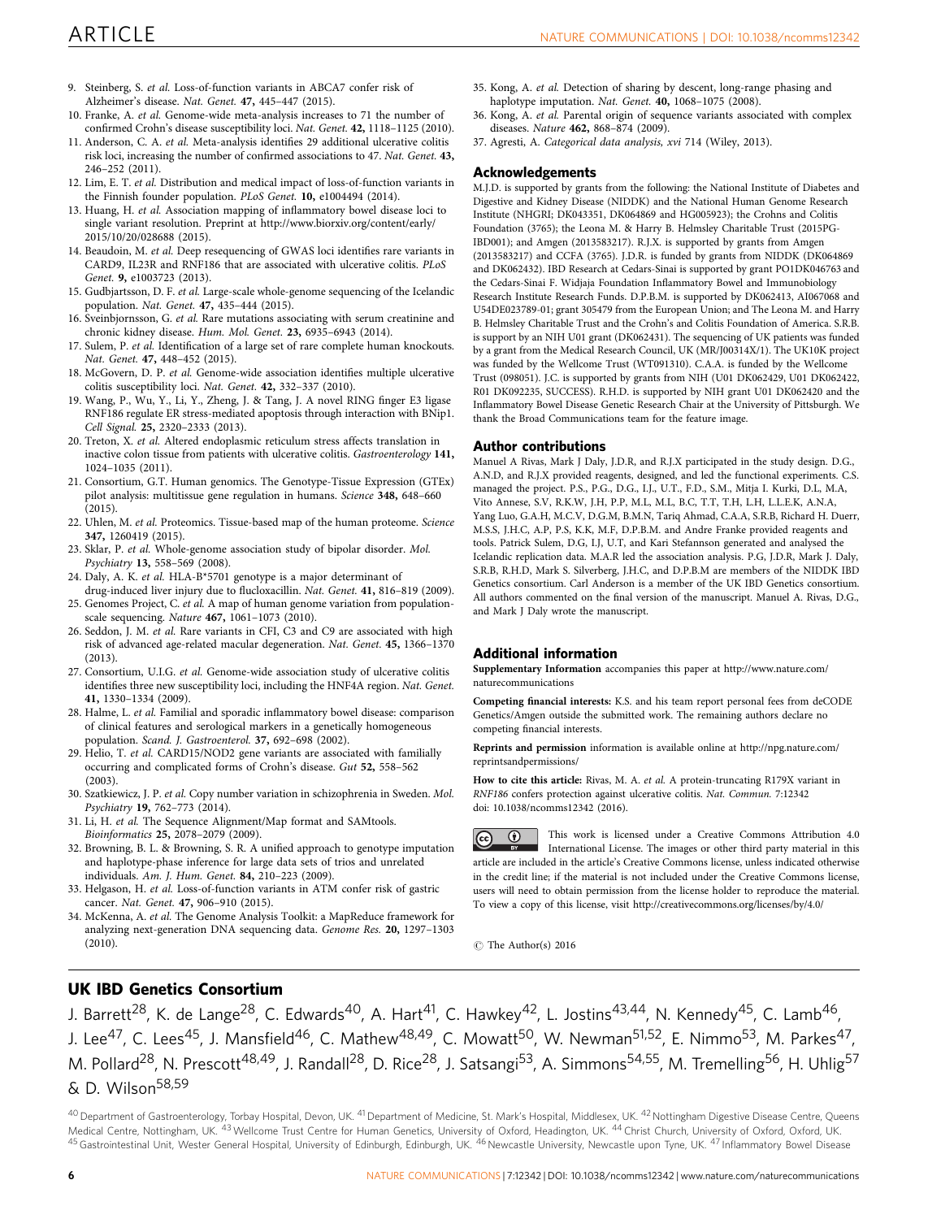9. Steinberg, S. *et al.* Loss-of-function variants in ABCA7 confer risk of Alzheimer's disease. *Nat. Genet.* **47,** 445–447 (2015).
10. Franke, A. *et al.* Genome-wide meta-analysis increases to 71 the number of confirmed Crohn's disease susceptibility loci. *Nat. Genet.* **42,** 1118–1125 (2010).
11. Anderson, C. A. *et al.* Meta-analysis identifies 29 additional ulcerative colitis risk loci, increasing the number of confirmed associations to 47. *Nat. Genet.* **43,** 246–252 (2011).
12. Lim, E. T. *et al.* Distribution and medical impact of loss-of-function variants in the Finnish founder population. *PLoS Genet.* **10,** e1004494 (2014).
13. Huang, H. *et al.* Association mapping of inflammatory bowel disease loci to single variant resolution. Preprint at http://www.biorxiv.org/content/early/2015/10/20/028688 (2015).
14. Beaudoin, M. *et al.* Deep resequencing of GWAS loci identifies rare variants in CARD9, IL23R and RNF186 that are associated with ulcerative colitis. *PLoS Genet.* **9,** e1003723 (2013).
15. Gudbjartsson, D. F. *et al.* Large-scale whole-genome sequencing of the Icelandic population. *Nat. Genet.* **47,** 435–444 (2015).
16. Sveinbjornsson, G. *et al.* Rare mutations associating with serum creatinine and chronic kidney disease. *Hum. Mol. Genet.* **23,** 6935–6943 (2014).
17. Sulem, P. *et al.* Identification of a large set of rare complete human knockouts. *Nat. Genet.* **47,** 448–452 (2015).
18. McGovern, D. P. *et al.* Genome-wide association identifies multiple ulcerative colitis susceptibility loci. *Nat. Genet.* **42,** 332–337 (2010).
19. Wang, P., Wu, Y., Li, Y., Zheng, J. & Tang, J. A novel RING finger E3 ligase RNF186 regulate ER stress-mediated apoptosis through interaction with BNip1. *Cell Signal.* **25,** 2320–2333 (2013).
20. Treton, X. *et al.* Altered endoplasmic reticulum stress affects translation in inactive colon tissue from patients with ulcerative colitis. *Gastroenterology* **141,** 1024–1035 (2011).
21. Consortium, G.T. Human genomics. The Genotype-Tissue Expression (GTEx) pilot analysis: multitissue gene regulation in humans. *Science* **348,** 648–660 (2015).
22. Uhlen, M. *et al.* Proteomics. Tissue-based map of the human proteome. *Science* **347,** 1260419 (2015).
23. Sklar, P. *et al.* Whole-genome association study of bipolar disorder. *Mol. Psychiatry* **13,** 558–569 (2008).
24. Daly, A. K. *et al.* HLA-B*5701 genotype is a major determinant of drug-induced liver injury due to flucloxacillin. *Nat. Genet.* **41,** 816–819 (2009).
25. Genomes Project, C. *et al.* A map of human genome variation from population-scale sequencing. *Nature* **467,** 1061–1073 (2010).
26. Seddon, J. M. *et al.* Rare variants in CFI, C3 and C9 are associated with high risk of advanced age-related macular degeneration. *Nat. Genet.* **45,** 1366–1370 (2013).
27. Consortium, U.I.G. *et al.* Genome-wide association study of ulcerative colitis identifies three new susceptibility loci, including the HNF4A region. *Nat. Genet.* **41,** 1330–1334 (2009).
28. Halme, L. *et al.* Familial and sporadic inflammatory bowel disease: comparison of clinical features and serological markers in a genetically homogeneous population. *Scand. J. Gastroenterol.* **37,** 692–698 (2002).
29. Helio, T. *et al.* CARD15/NOD2 gene variants are associated with familially occurring and complicated forms of Crohn's disease. *Gut* **52,** 558–562 (2003).
30. Szatkiewicz, J. P. *et al.* Copy number variation in schizophrenia in Sweden. *Mol. Psychiatry* **19,** 762–773 (2014).
31. Li, H. *et al.* The Sequence Alignment/Map format and SAMtools. *Bioinformatics* **25,** 2078–2079 (2009).
32. Browning, B. L. & Browning, S. R. A unified approach to genotype imputation and haplotype-phase inference for large data sets of trios and unrelated individuals. *Am. J. Hum. Genet.* **84,** 210–223 (2009).
33. Helgason, H. *et al.* Loss-of-function variants in ATM confer risk of gastric cancer. *Nat. Genet.* **47,** 906–910 (2015).
34. McKenna, A. *et al.* The Genome Analysis Toolkit: a MapReduce framework for analyzing next-generation DNA sequencing data. *Genome Res.* **20,** 1297–1303 (2010).
35. Kong, A. *et al.* Detection of sharing by descent, long-range phasing and haplotype imputation. *Nat. Genet.* **40,** 1068–1075 (2008).
36. Kong, A. *et al.* Parental origin of sequence variants associated with complex diseases. *Nature* **462,** 868–874 (2009).
37. Agresti, A. *Categorical data analysis, xvi* 714 (Wiley, 2013).

## Acknowledgements

M.J.D. is supported by grants from the following: the National Institute of Diabetes and Digestive and Kidney Disease (NIDDK) and the National Human Genome Research Institute (NHGRI; DK043351, DK064869 and HG005923); the Crohns and Colitis Foundation (3765); the Leona M. & Harry B. Helmsley Charitable Trust (2015PG-IBD001); and Amgen (2013583217). R.J.X. is supported by grants from Amgen (2013583217) and CCFA (3765). J.D.R. is funded by grants from NIDDK (DK064869 and DK062432). IBD Research at Cedars-Sinai is supported by grant PO1DK046763 and the Cedars-Sinai F. Widjaja Foundation Inflammatory Bowel and Immunobiology Research Institute Research Funds. D.P.B.M. is supported by DK062413, AI067068 and U54DE023789-01; grant 305479 from the European Union; and The Leona M. and Harry B. Helmsley Charitable Trust and the Crohn's and Colitis Foundation of America. S.R.B. is support by an NIH U01 grant (DK062431). The sequencing of UK patients was funded by a grant from the Medical Research Council, UK (MR/J00314X/1). The UK10K project was funded by the Wellcome Trust (WT091310). C.A.A. is funded by the Wellcome Trust (098051). J.C. is supported by grants from NIH (U01 DK062429, U01 DK062422, R01 DK092235, SUCCESS). R.H.D. is supported by NIH grant U01 DK062420 and the Inflammatory Bowel Disease Genetic Research Chair at the University of Pittsburgh. We thank the Broad Communications team for the feature image.

## Author contributions

Manuel A Rivas, Mark J Daly, J.D.R, and R.J.X participated in the study design. D.G., A.N.D, and R.J.X provided reagents, designed, and led the functional experiments. C.S. managed the project. P.S., P.G., D.G., I.J., U.T., F.D., S.M., Mitja I. Kurki, D.L, M.A, Vito Annese, S.V, R.K.W, J.H, P.P, M.L, M.L, B.C, T.T, T.H, L.H, L.L.E.K, A.N.A, Yang Luo, G.A.H, M.C.V, D.G.M, B.M.N, Tariq Ahmad, C.A.A, S.R.B, Richard H. Duerr, M.S.S, J.H.C, A.P, P.S, K.K, M.F, D.P.B.M. and Andre Franke provided reagents and tools. Patrick Sulem, D.G, I.J, U.T, and Kari Stefannson generated and analysed the Icelandic replication data. M.A.R led the association analysis. P.G, J.D.R, Mark J. Daly, S.R.B, R.H.D, Mark S. Silverberg, J.H.C, and D.P.B.M are members of the NIDDK IBD Genetics consortium. Carl Anderson is a member of the UK IBD Genetics consortium. All authors commented on the final version of the manuscript. Manuel A. Rivas, D.G., and Mark J Daly wrote the manuscript.

## Additional information

**Supplementary Information** accompanies this paper at http://www.nature.com/naturecommunications

**Competing financial interests:** K.S. and his team report personal fees from deCODE Genetics/Amgen outside the submitted work. The remaining authors declare no competing financial interests.

**Reprints and permission** information is available online at http://npg.nature.com/reprintsandpermissions/

**How to cite this article:** Rivas, M. A. *et al.* A protein-truncating R179X variant in *RNF186* confers protection against ulcerative colitis. *Nat. Commun.* 7:12342 doi: 10.1038/ncomms12342 (2016).

This work is licensed under a Creative Commons Attribution 4.0 International License. The images or other third party material in this article are included in the article's Creative Commons license, unless indicated otherwise in the credit line; if the material is not included under the Creative Commons license, users will need to obtain permission from the license holder to reproduce the material. To view a copy of this license, visit http://creativecommons.org/licenses/by/4.0/

© The Author(s) 2016

## UK IBD Genetics Consortium

J. Barrett[28], K. de Lange[28], C. Edwards[40], A. Hart[41], C. Hawkey[42], L. Jostins[43,44], N. Kennedy[45], C. Lamb[46], J. Lee[47], C. Lees[45], J. Mansfield[46], C. Mathew[48,49], C. Mowatt[50], W. Newman[51,52], E. Nimmo[53], M. Parkes[47], M. Pollard[28], N. Prescott[48,49], J. Randall[28], D. Rice[28], J. Satsangi[53], A. Simmons[54,55], M. Tremelling[56], H. Uhlig[57] & D. Wilson[58,59]

[40] Department of Gastroenterology, Torbay Hospital, Devon, UK. [41] Department of Medicine, St. Mark's Hospital, Middlesex, UK. [42] Nottingham Digestive Disease Centre, Queens Medical Centre, Nottingham, UK. [43] Wellcome Trust Centre for Human Genetics, University of Oxford, Headington, UK. [44] Christ Church, University of Oxford, Oxford, UK. [45] Gastrointestinal Unit, Wester General Hospital, University of Edinburgh, Edinburgh, UK. [46] Newcastle University, Newcastle upon Tyne, UK. [47] Inflammatory Bowel Disease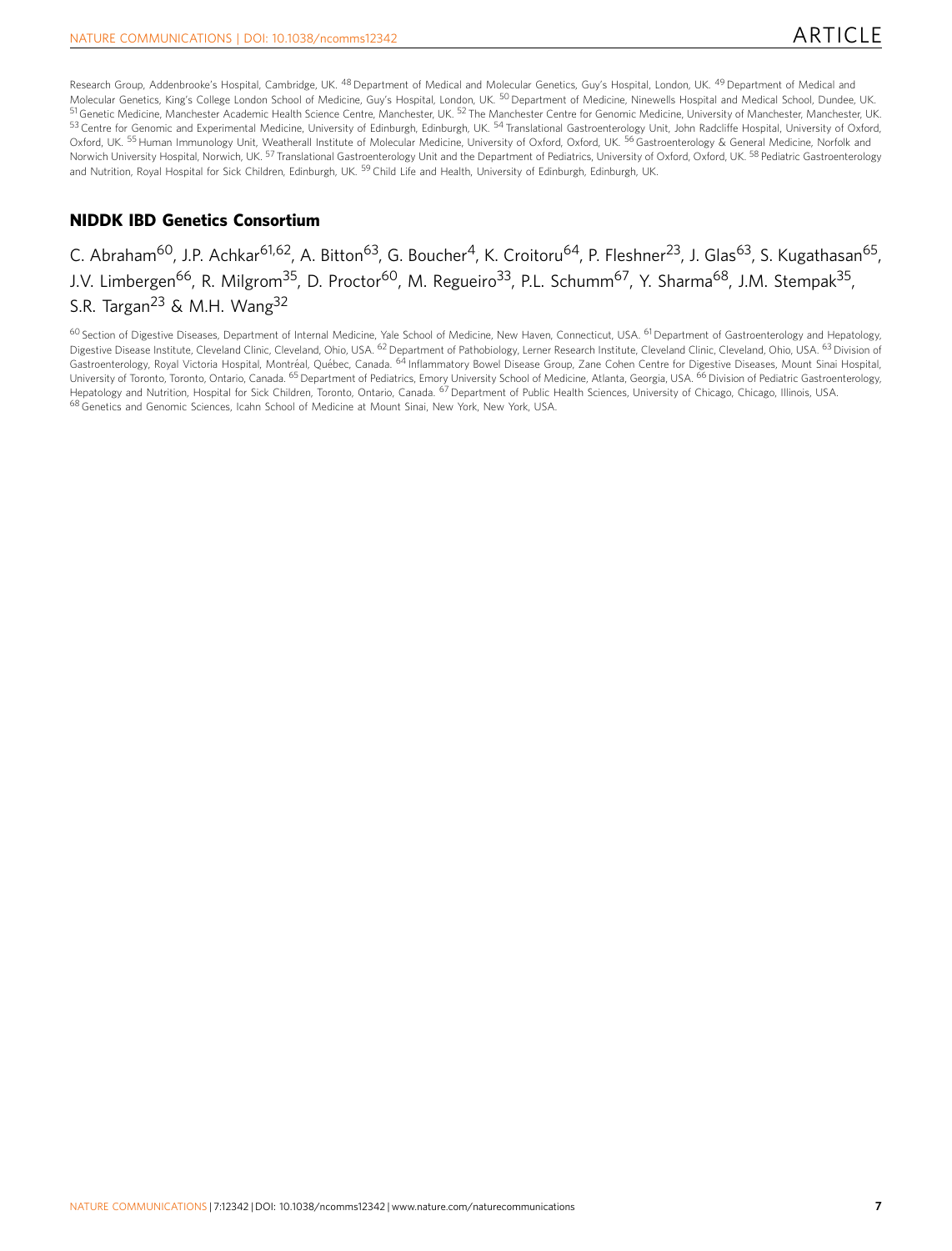Research Group, Addenbrooke's Hospital, Cambridge, UK. [48] Department of Medical and Molecular Genetics, Guy's Hospital, London, UK. [49] Department of Medical and Molecular Genetics, King's College London School of Medicine, Guy's Hospital, London, UK. [50] Department of Medicine, Ninewells Hospital and Medical School, Dundee, UK. [51] Genetic Medicine, Manchester Academic Health Science Centre, Manchester, UK. [52] The Manchester Centre for Genomic Medicine, University of Manchester, Manchester, UK. [53] Centre for Genomic and Experimental Medicine, University of Edinburgh, Edinburgh, UK. [54] Translational Gastroenterology Unit, John Radcliffe Hospital, University of Oxford, Oxford, UK. [55] Human Immunology Unit, Weatherall Institute of Molecular Medicine, University of Oxford, Oxford, UK. [56] Gastroenterology & General Medicine, Norfolk and Norwich University Hospital, Norwich, UK. [57] Translational Gastroenterology Unit and the Department of Pediatrics, University of Oxford, Oxford, UK. [58] Pediatric Gastroenterology and Nutrition, Royal Hospital for Sick Children, Edinburgh, UK. [59] Child Life and Health, University of Edinburgh, Edinburgh, UK.

## NIDDK IBD Genetics Consortium

C. Abraham[60], J.P. Achkar[61,62], A. Bitton[63], G. Boucher[4], K. Croitoru[64], P. Fleshner[23], J. Glas[63], S. Kugathasan[65], J.V. Limbergen[66], R. Milgrom[35], D. Proctor[60], M. Regueiro[33], P.L. Schumm[67], Y. Sharma[68], J.M. Stempak[35], S.R. Targan[23] & M.H. Wang[32]

[60] Section of Digestive Diseases, Department of Internal Medicine, Yale School of Medicine, New Haven, Connecticut, USA. [61] Department of Gastroenterology and Hepatology, Digestive Disease Institute, Cleveland Clinic, Cleveland, Ohio, USA. [62] Department of Pathobiology, Lerner Research Institute, Cleveland Clinic, Cleveland, Ohio, USA. [63] Division of Gastroenterology, Royal Victoria Hospital, Montréal, Québec, Canada. [64] Inflammatory Bowel Disease Group, Zane Cohen Centre for Digestive Diseases, Mount Sinai Hospital, University of Toronto, Toronto, Ontario, Canada. [65] Department of Pediatrics, Emory University School of Medicine, Atlanta, Georgia, USA. [66] Division of Pediatric Gastroenterology, Hepatology and Nutrition, Hospital for Sick Children, Toronto, Ontario, Canada. [67] Department of Public Health Sciences, University of Chicago, Chicago, Illinois, USA. [68] Genetics and Genomic Sciences, Icahn School of Medicine at Mount Sinai, New York, New York, USA.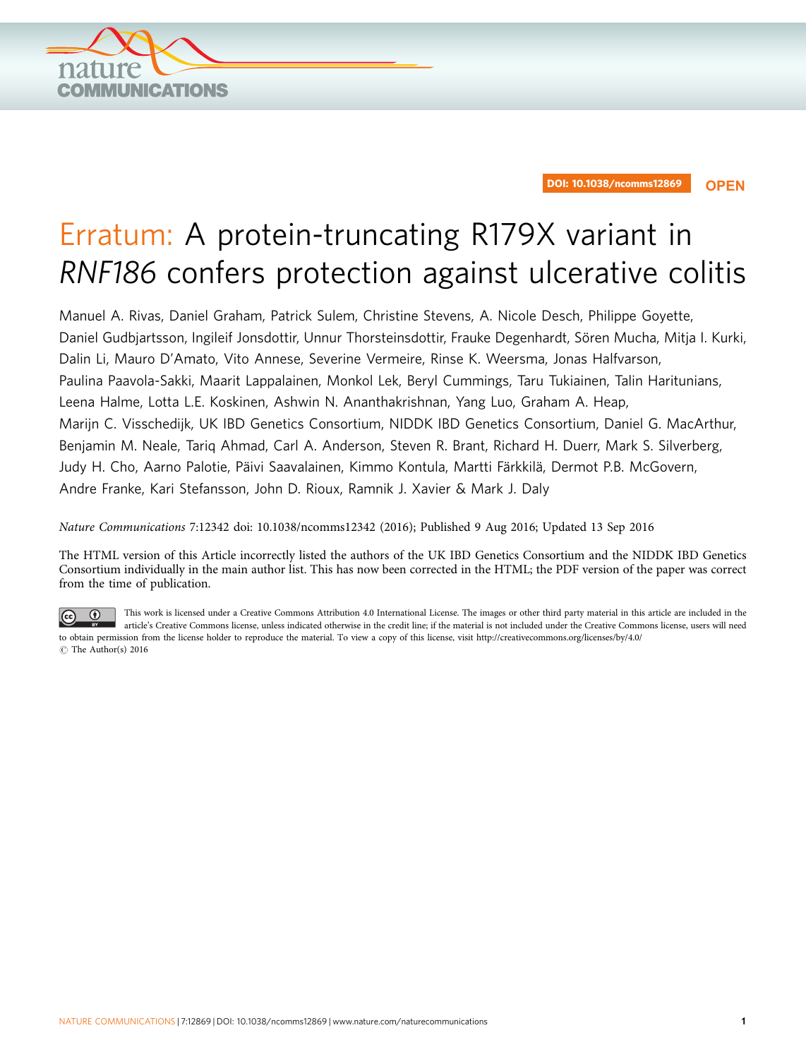DOI: 10.1038/ncomms12869 OPEN

# Erratum: A protein-truncating R179X variant in *RNF186* confers protection against ulcerative colitis

Manuel A. Rivas, Daniel Graham, Patrick Sulem, Christine Stevens, A. Nicole Desch, Philippe Goyette, Daniel Gudbjartsson, Ingileif Jonsdottir, Unnur Thorsteinsdottir, Frauke Degenhardt, Sören Mucha, Mitja I. Kurki, Dalin Li, Mauro D'Amato, Vito Annese, Severine Vermeire, Rinse K. Weersma, Jonas Halfvarson, Paulina Paavola-Sakki, Maarit Lappalainen, Monkol Lek, Beryl Cummings, Taru Tukiainen, Talin Haritunians, Leena Halme, Lotta L.E. Koskinen, Ashwin N. Ananthakrishnan, Yang Luo, Graham A. Heap, Marijn C. Visschedijk, UK IBD Genetics Consortium, NIDDK IBD Genetics Consortium, Daniel G. MacArthur, Benjamin M. Neale, Tariq Ahmad, Carl A. Anderson, Steven R. Brant, Richard H. Duerr, Mark S. Silverberg, Judy H. Cho, Aarno Palotie, Päivi Saavalainen, Kimmo Kontula, Martti Färkkilä, Dermot P.B. McGovern, Andre Franke, Kari Stefansson, John D. Rioux, Ramnik J. Xavier & Mark J. Daly

*Nature Communications* 7:12342 doi: 10.1038/ncomms12342 (2016); Published 9 Aug 2016; Updated 13 Sep 2016

The HTML version of this Article incorrectly listed the authors of the UK IBD Genetics Consortium and the NIDDK IBD Genetics Consortium individually in the main author list. This has now been corrected in the HTML; the PDF version of the paper was correct from the time of publication.

This work is licensed under a Creative Commons Attribution 4.0 International License. The images or other third party material in this article are included in the article's Creative Commons license, unless indicated otherwise in the credit line; if the material is not included under the Creative Commons license, users will need to obtain permission from the license holder to reproduce the material. To view a copy of this license, visit http://creativecommons.org/licenses/by/4.0/

© The Author(s) 2016